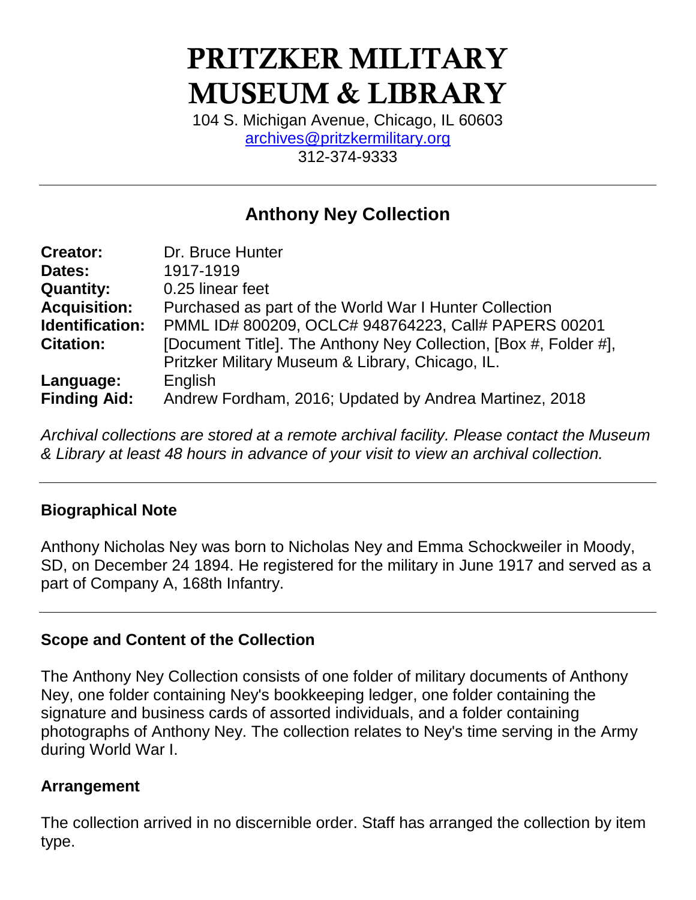# PRITZKER MILITARY MUSEUM & LIBRARY

104 S. Michigan Avenue, Chicago, IL 60603
archives@pritzkermilitary.org
312-374-9333

---

## Anthony Ney Collection

| | |
|---|---|
| **Creator:** | Dr. Bruce Hunter |
| **Dates:** | 1917-1919 |
| **Quantity:** | 0.25 linear feet |
| **Acquisition:** | Purchased as part of the World War I Hunter Collection |
| **Identification:** | PMML ID# 800209, OCLC# 948764223, Call# PAPERS 00201 |
| **Citation:** | [Document Title]. The Anthony Ney Collection, [Box #, Folder #], Pritzker Military Museum & Library, Chicago, IL. |
| **Language:** | English |
| **Finding Aid:** | Andrew Fordham, 2016; Updated by Andrea Martinez, 2018 |

*Archival collections are stored at a remote archival facility. Please contact the Museum & Library at least 48 hours in advance of your visit to view an archival collection.*

---

### Biographical Note

Anthony Nicholas Ney was born to Nicholas Ney and Emma Schockweiler in Moody, SD, on December 24 1894. He registered for the military in June 1917 and served as a part of Company A, 168th Infantry.

---

### Scope and Content of the Collection

The Anthony Ney Collection consists of one folder of military documents of Anthony Ney, one folder containing Ney's bookkeeping ledger, one folder containing the signature and business cards of assorted individuals, and a folder containing photographs of Anthony Ney. The collection relates to Ney's time serving in the Army during World War I.

### Arrangement

The collection arrived in no discernible order. Staff has arranged the collection by item type.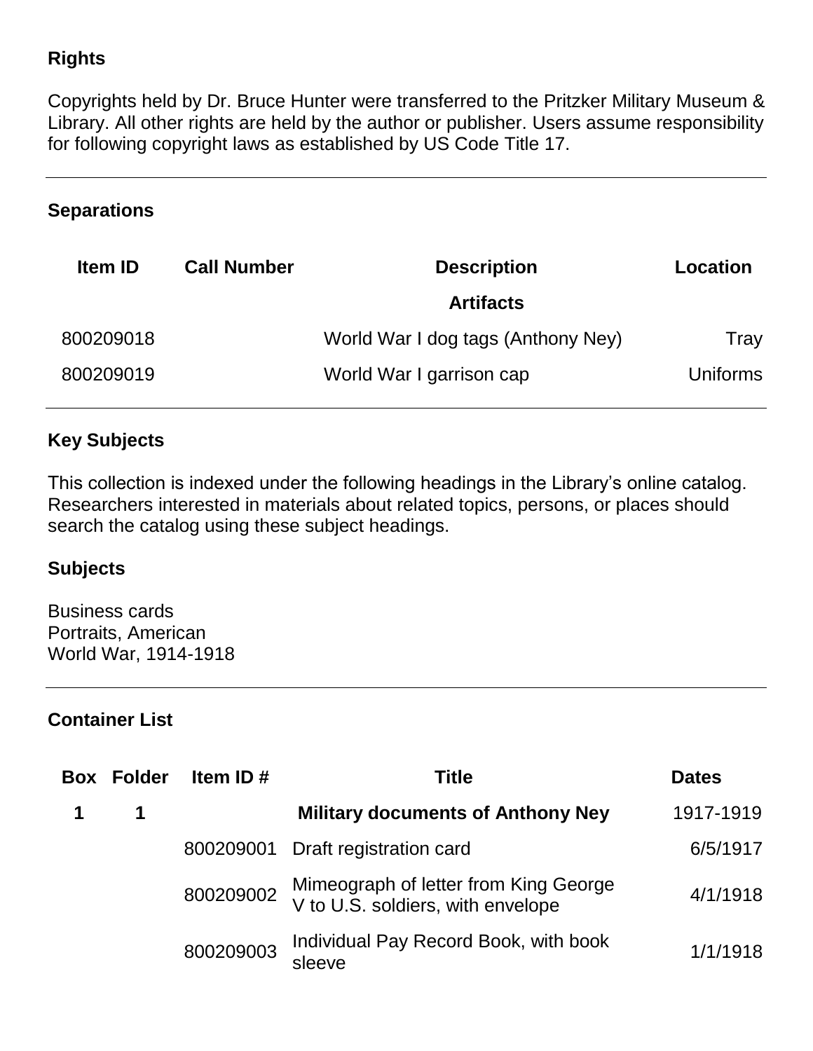## Rights

Copyrights held by Dr. Bruce Hunter were transferred to the Pritzker Military Museum & Library. All other rights are held by the author or publisher. Users assume responsibility for following copyright laws as established by US Code Title 17.

---

## Separations

| Item ID | Call Number | Description | Location |
|---|---|---|---|
| | | **Artifacts** | |
| 800209018 | | World War I dog tags (Anthony Ney) | Tray |
| 800209019 | | World War I garrison cap | Uniforms |

---

## Key Subjects

This collection is indexed under the following headings in the Library's online catalog. Researchers interested in materials about related topics, persons, or places should search the catalog using these subject headings.

### Subjects

Business cards
Portraits, American
World War, 1914-1918

---

## Container List

| Box | Folder | Item ID # | Title | Dates |
|---|---|---|---|---|
| **1** | **1** | | **Military documents of Anthony Ney** | 1917-1919 |
| | | 800209001 | Draft registration card | 6/5/1917 |
| | | 800209002 | Mimeograph of letter from King George V to U.S. soldiers, with envelope | 4/1/1918 |
| | | 800209003 | Individual Pay Record Book, with book sleeve | 1/1/1918 |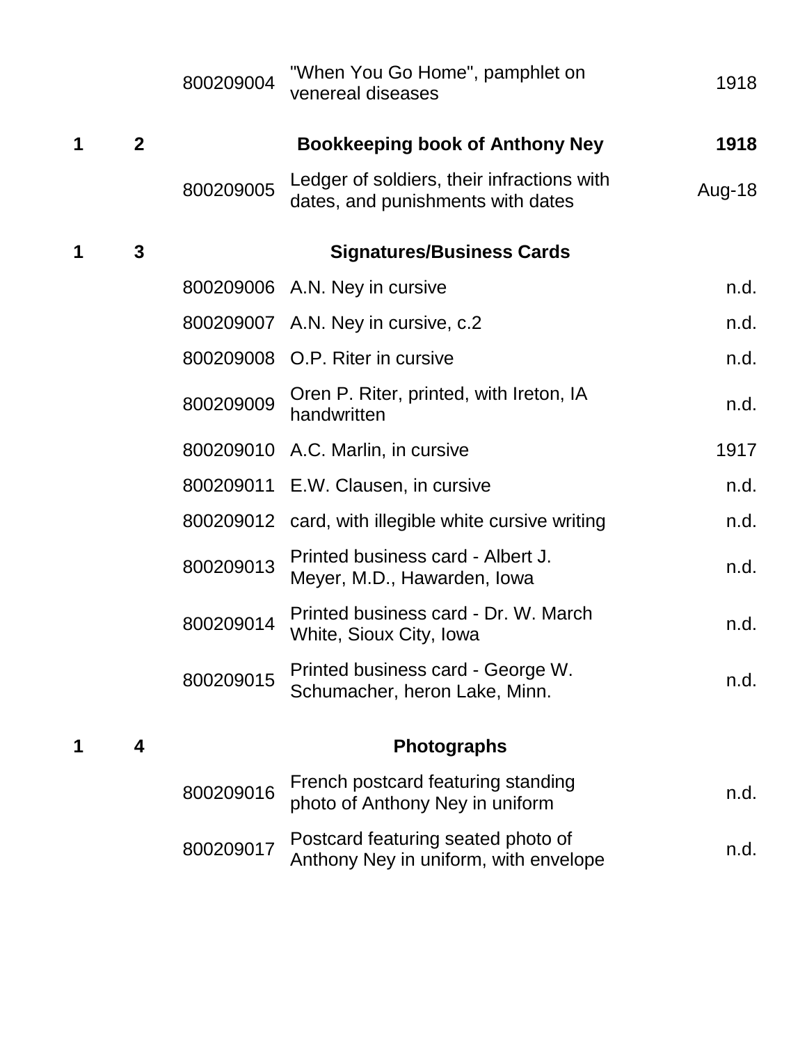| | | | | |
|---|---|---|---|---|
| | | 800209004 | "When You Go Home", pamphlet on venereal diseases | 1918 |
| **1** | **2** | | **Bookkeeping book of Anthony Ney** | **1918** |
| | | 800209005 | Ledger of soldiers, their infractions with dates, and punishments with dates | Aug-18 |
| **1** | **3** | | **Signatures/Business Cards** | |
| | | 800209006 | A.N. Ney in cursive | n.d. |
| | | 800209007 | A.N. Ney in cursive, c.2 | n.d. |
| | | 800209008 | O.P. Riter in cursive | n.d. |
| | | 800209009 | Oren P. Riter, printed, with Ireton, IA handwritten | n.d. |
| | | 800209010 | A.C. Marlin, in cursive | 1917 |
| | | 800209011 | E.W. Clausen, in cursive | n.d. |
| | | 800209012 | card, with illegible white cursive writing | n.d. |
| | | 800209013 | Printed business card - Albert J. Meyer, M.D., Hawarden, Iowa | n.d. |
| | | 800209014 | Printed business card - Dr. W. March White, Sioux City, Iowa | n.d. |
| | | 800209015 | Printed business card - George W. Schumacher, heron Lake, Minn. | n.d. |
| **1** | **4** | | **Photographs** | |
| | | 800209016 | French postcard featuring standing photo of Anthony Ney in uniform | n.d. |
| | | 800209017 | Postcard featuring seated photo of Anthony Ney in uniform, with envelope | n.d. |